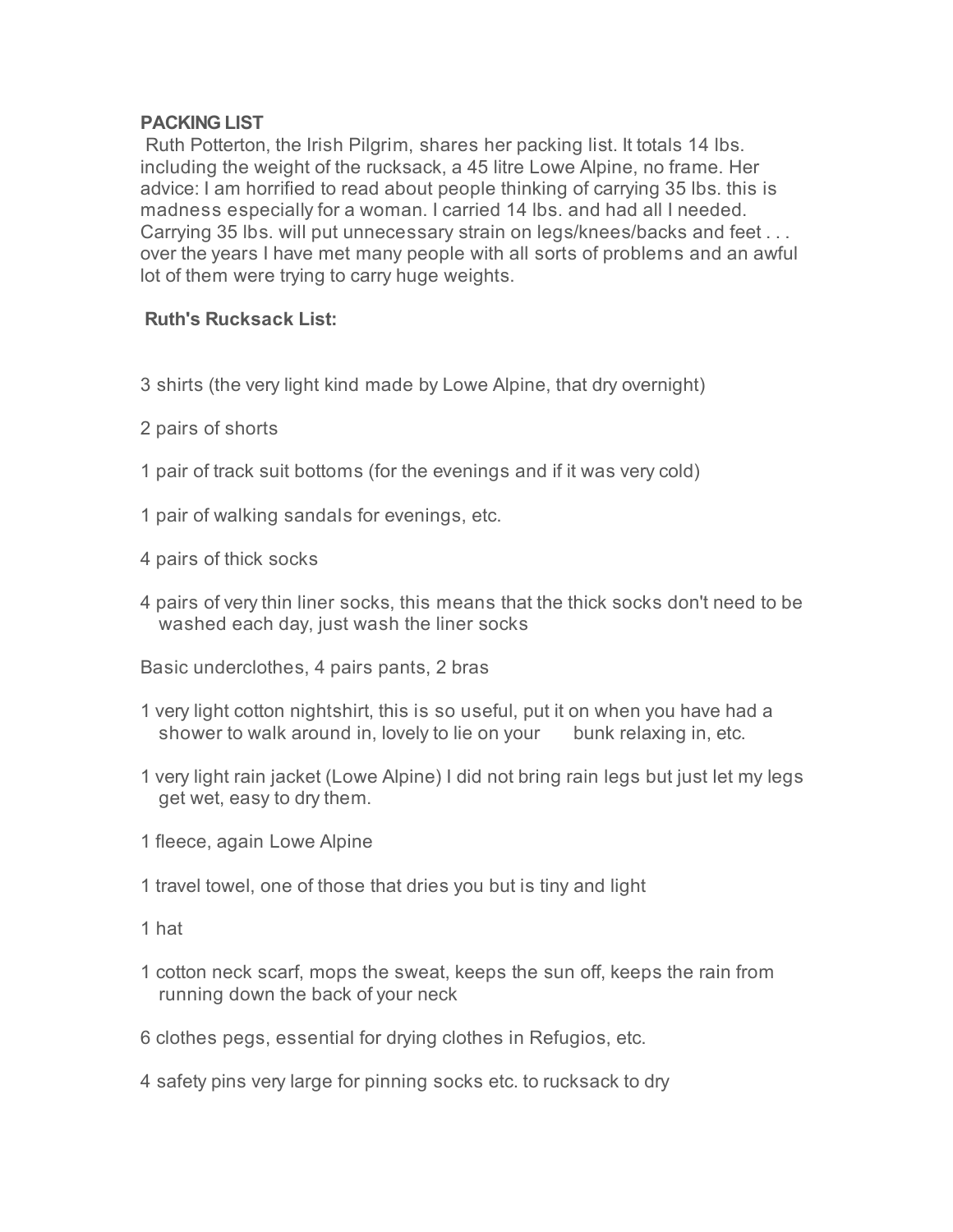**PACKING LIST**

Ruth Potterton, the Irish Pilgrim, shares her packing list. It totals 14 lbs. including the weight of the rucksack, a 45 litre Lowe Alpine, no frame. Her advice: I am horrified to read about people thinking of carrying 35 lbs. this is madness especially for a woman. I carried 14 lbs. and had all I needed. Carrying 35 lbs. will put unnecessary strain on legs/knees/backs and feet . . . over the years I have met many people with all sorts of problems and an awful lot of them were trying to carry huge weights.

**Ruth's Rucksack List:**

3 shirts (the very light kind made by Lowe Alpine, that dry overnight)

2 pairs of shorts

1 pair of track suit bottoms (for the evenings and if it was very cold)

1 pair of walking sandals for evenings, etc.

4 pairs of thick socks

4 pairs of very thin liner socks, this means that the thick socks don't need to be washed each day, just wash the liner socks

Basic underclothes, 4 pairs pants, 2 bras

1 very light cotton nightshirt, this is so useful, put it on when you have had a shower to walk around in, lovely to lie on your bunk relaxing in, etc.

1 very light rain jacket (Lowe Alpine) I did not bring rain legs but just let my legs get wet, easy to dry them.

1 fleece, again Lowe Alpine

1 travel towel, one of those that dries you but is tiny and light

1 hat

1 cotton neck scarf, mops the sweat, keeps the sun off, keeps the rain from running down the back of your neck

6 clothes pegs, essential for drying clothes in Refugios, etc.

4 safety pins very large for pinning socks etc. to rucksack to dry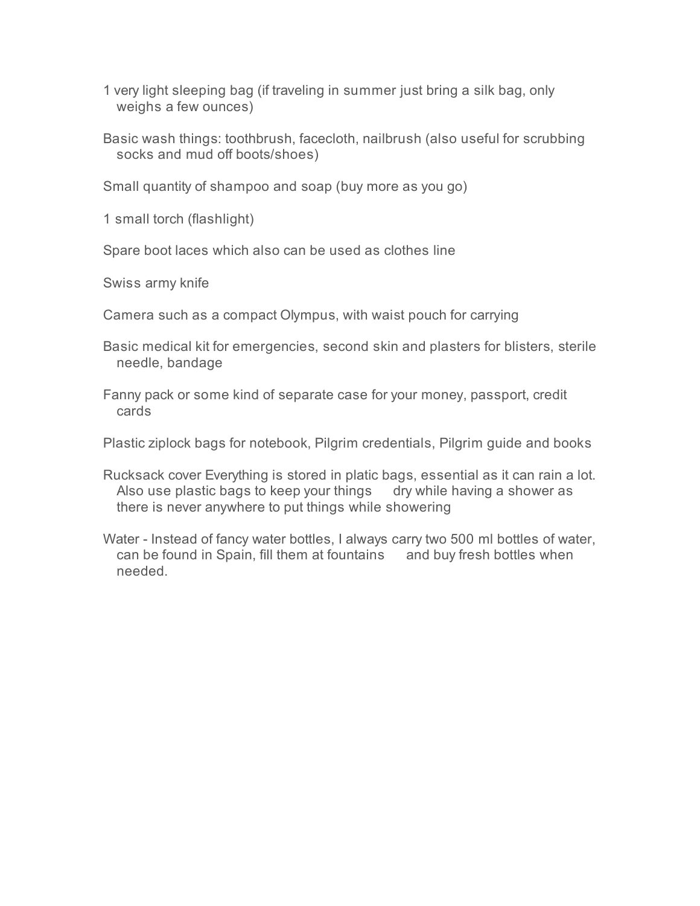1 very light sleeping bag (if traveling in summer just bring a silk bag, only weighs a few ounces)

Basic wash things: toothbrush, facecloth, nailbrush (also useful for scrubbing socks and mud off boots/shoes)

Small quantity of shampoo and soap (buy more as you go)

1 small torch (flashlight)

Spare boot laces which also can be used as clothes line

Swiss army knife

Camera such as a compact Olympus, with waist pouch for carrying

Basic medical kit for emergencies, second skin and plasters for blisters, sterile needle, bandage

Fanny pack or some kind of separate case for your money, passport, credit cards

Plastic ziplock bags for notebook, Pilgrim credentials, Pilgrim guide and books

Rucksack cover Everything is stored in platic bags, essential as it can rain a lot. Also use plastic bags to keep your things dry while having a shower as there is never anywhere to put things while showering

Water - Instead of fancy water bottles, I always carry two 500 ml bottles of water, can be found in Spain, fill them at fountains and buy fresh bottles when needed.